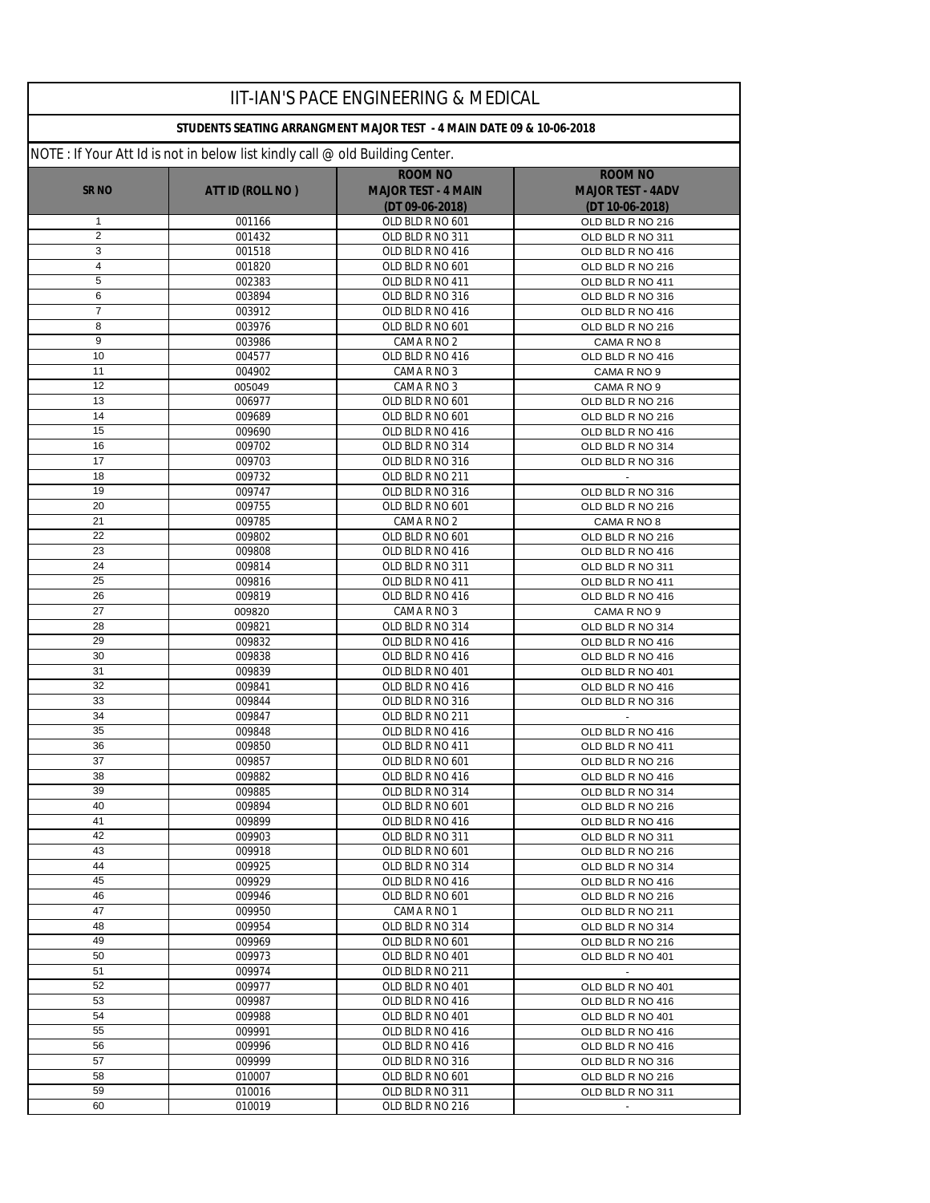# IIT-IAN'S PACE ENGINEERING & MEDICAL

## STUDENTS SEATING ARRANGMENT MAJOR TEST - 4 MAIN DATE 09 & 10-06-2018

NOTE : If Your Att Id is not in below list kindly call @ old Building Center.

| SR NO | ATT ID (ROLL NO ) | ROOM NO MAJOR TEST - 4 MAIN (DT 09-06-2018) | ROOM NO MAJOR TEST - 4ADV (DT 10-06-2018) |
|---|---|---|---|
| 1 | 001166 | OLD BLD R NO 601 | OLD BLD R NO 216 |
| 2 | 001432 | OLD BLD R NO 311 | OLD BLD R NO 311 |
| 3 | 001518 | OLD BLD R NO 416 | OLD BLD R NO 416 |
| 4 | 001820 | OLD BLD R NO 601 | OLD BLD R NO 216 |
| 5 | 002383 | OLD BLD R NO 411 | OLD BLD R NO 411 |
| 6 | 003894 | OLD BLD R NO 316 | OLD BLD R NO 316 |
| 7 | 003912 | OLD BLD R NO 416 | OLD BLD R NO 416 |
| 8 | 003976 | OLD BLD R NO 601 | OLD BLD R NO 216 |
| 9 | 003986 | CAMA R NO 2 | CAMA R NO 8 |
| 10 | 004577 | OLD BLD R NO 416 | OLD BLD R NO 416 |
| 11 | 004902 | CAMA R NO 3 | CAMA R NO 9 |
| 12 | 005049 | CAMA R NO 3 | CAMA R NO 9 |
| 13 | 006977 | OLD BLD R NO 601 | OLD BLD R NO 216 |
| 14 | 009689 | OLD BLD R NO 601 | OLD BLD R NO 216 |
| 15 | 009690 | OLD BLD R NO 416 | OLD BLD R NO 416 |
| 16 | 009702 | OLD BLD R NO 314 | OLD BLD R NO 314 |
| 17 | 009703 | OLD BLD R NO 316 | OLD BLD R NO 316 |
| 18 | 009732 | OLD BLD R NO 211 | - |
| 19 | 009747 | OLD BLD R NO 316 | OLD BLD R NO 316 |
| 20 | 009755 | OLD BLD R NO 601 | OLD BLD R NO 216 |
| 21 | 009785 | CAMA R NO 2 | CAMA R NO 8 |
| 22 | 009802 | OLD BLD R NO 601 | OLD BLD R NO 216 |
| 23 | 009808 | OLD BLD R NO 416 | OLD BLD R NO 416 |
| 24 | 009814 | OLD BLD R NO 311 | OLD BLD R NO 311 |
| 25 | 009816 | OLD BLD R NO 411 | OLD BLD R NO 411 |
| 26 | 009819 | OLD BLD R NO 416 | OLD BLD R NO 416 |
| 27 | 009820 | CAMA R NO 3 | CAMA R NO 9 |
| 28 | 009821 | OLD BLD R NO 314 | OLD BLD R NO 314 |
| 29 | 009832 | OLD BLD R NO 416 | OLD BLD R NO 416 |
| 30 | 009838 | OLD BLD R NO 416 | OLD BLD R NO 416 |
| 31 | 009839 | OLD BLD R NO 401 | OLD BLD R NO 401 |
| 32 | 009841 | OLD BLD R NO 416 | OLD BLD R NO 416 |
| 33 | 009844 | OLD BLD R NO 316 | OLD BLD R NO 316 |
| 34 | 009847 | OLD BLD R NO 211 | - |
| 35 | 009848 | OLD BLD R NO 416 | OLD BLD R NO 416 |
| 36 | 009850 | OLD BLD R NO 411 | OLD BLD R NO 411 |
| 37 | 009857 | OLD BLD R NO 601 | OLD BLD R NO 216 |
| 38 | 009882 | OLD BLD R NO 416 | OLD BLD R NO 416 |
| 39 | 009885 | OLD BLD R NO 314 | OLD BLD R NO 314 |
| 40 | 009894 | OLD BLD R NO 601 | OLD BLD R NO 216 |
| 41 | 009899 | OLD BLD R NO 416 | OLD BLD R NO 416 |
| 42 | 009903 | OLD BLD R NO 311 | OLD BLD R NO 311 |
| 43 | 009918 | OLD BLD R NO 601 | OLD BLD R NO 216 |
| 44 | 009925 | OLD BLD R NO 314 | OLD BLD R NO 314 |
| 45 | 009929 | OLD BLD R NO 416 | OLD BLD R NO 416 |
| 46 | 009946 | OLD BLD R NO 601 | OLD BLD R NO 216 |
| 47 | 009950 | CAMA R NO 1 | OLD BLD R NO 211 |
| 48 | 009954 | OLD BLD R NO 314 | OLD BLD R NO 314 |
| 49 | 009969 | OLD BLD R NO 601 | OLD BLD R NO 216 |
| 50 | 009973 | OLD BLD R NO 401 | OLD BLD R NO 401 |
| 51 | 009974 | OLD BLD R NO 211 | - |
| 52 | 009977 | OLD BLD R NO 401 | OLD BLD R NO 401 |
| 53 | 009987 | OLD BLD R NO 416 | OLD BLD R NO 416 |
| 54 | 009988 | OLD BLD R NO 401 | OLD BLD R NO 401 |
| 55 | 009991 | OLD BLD R NO 416 | OLD BLD R NO 416 |
| 56 | 009996 | OLD BLD R NO 416 | OLD BLD R NO 416 |
| 57 | 009999 | OLD BLD R NO 316 | OLD BLD R NO 316 |
| 58 | 010007 | OLD BLD R NO 601 | OLD BLD R NO 216 |
| 59 | 010016 | OLD BLD R NO 311 | OLD BLD R NO 311 |
| 60 | 010019 | OLD BLD R NO 216 | - |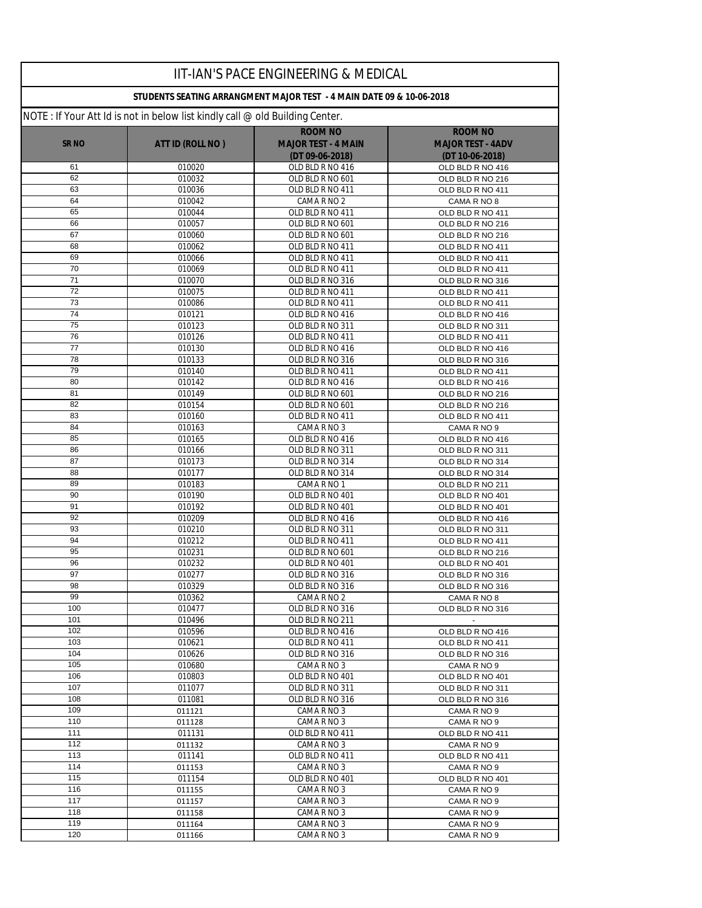# IIT-IAN'S PACE ENGINEERING & MEDICAL

## STUDENTS SEATING ARRANGMENT MAJOR TEST - 4 MAIN DATE 09 & 10-06-2018

NOTE : If Your Att Id is not in below list kindly call @ old Building Center.

| SR NO | ATT ID (ROLL NO ) | ROOM NO MAJOR TEST - 4 MAIN (DT 09-06-2018) | ROOM NO MAJOR TEST - 4ADV (DT 10-06-2018) |
|---|---|---|---|
| 61 | 010020 | OLD BLD R NO 416 | OLD BLD R NO 416 |
| 62 | 010032 | OLD BLD R NO 601 | OLD BLD R NO 216 |
| 63 | 010036 | OLD BLD R NO 411 | OLD BLD R NO 411 |
| 64 | 010042 | CAMA R NO 2 | CAMA R NO 8 |
| 65 | 010044 | OLD BLD R NO 411 | OLD BLD R NO 411 |
| 66 | 010057 | OLD BLD R NO 601 | OLD BLD R NO 216 |
| 67 | 010060 | OLD BLD R NO 601 | OLD BLD R NO 216 |
| 68 | 010062 | OLD BLD R NO 411 | OLD BLD R NO 411 |
| 69 | 010066 | OLD BLD R NO 411 | OLD BLD R NO 411 |
| 70 | 010069 | OLD BLD R NO 411 | OLD BLD R NO 411 |
| 71 | 010070 | OLD BLD R NO 316 | OLD BLD R NO 316 |
| 72 | 010075 | OLD BLD R NO 411 | OLD BLD R NO 411 |
| 73 | 010086 | OLD BLD R NO 411 | OLD BLD R NO 411 |
| 74 | 010121 | OLD BLD R NO 416 | OLD BLD R NO 416 |
| 75 | 010123 | OLD BLD R NO 311 | OLD BLD R NO 311 |
| 76 | 010126 | OLD BLD R NO 411 | OLD BLD R NO 411 |
| 77 | 010130 | OLD BLD R NO 416 | OLD BLD R NO 416 |
| 78 | 010133 | OLD BLD R NO 316 | OLD BLD R NO 316 |
| 79 | 010140 | OLD BLD R NO 411 | OLD BLD R NO 411 |
| 80 | 010142 | OLD BLD R NO 416 | OLD BLD R NO 416 |
| 81 | 010149 | OLD BLD R NO 601 | OLD BLD R NO 216 |
| 82 | 010154 | OLD BLD R NO 601 | OLD BLD R NO 216 |
| 83 | 010160 | OLD BLD R NO 411 | OLD BLD R NO 411 |
| 84 | 010163 | CAMA R NO 3 | CAMA R NO 9 |
| 85 | 010165 | OLD BLD R NO 416 | OLD BLD R NO 416 |
| 86 | 010166 | OLD BLD R NO 311 | OLD BLD R NO 311 |
| 87 | 010173 | OLD BLD R NO 314 | OLD BLD R NO 314 |
| 88 | 010177 | OLD BLD R NO 314 | OLD BLD R NO 314 |
| 89 | 010183 | CAMA R NO 1 | OLD BLD R NO 211 |
| 90 | 010190 | OLD BLD R NO 401 | OLD BLD R NO 401 |
| 91 | 010192 | OLD BLD R NO 401 | OLD BLD R NO 401 |
| 92 | 010209 | OLD BLD R NO 416 | OLD BLD R NO 416 |
| 93 | 010210 | OLD BLD R NO 311 | OLD BLD R NO 311 |
| 94 | 010212 | OLD BLD R NO 411 | OLD BLD R NO 411 |
| 95 | 010231 | OLD BLD R NO 601 | OLD BLD R NO 216 |
| 96 | 010232 | OLD BLD R NO 401 | OLD BLD R NO 401 |
| 97 | 010277 | OLD BLD R NO 316 | OLD BLD R NO 316 |
| 98 | 010329 | OLD BLD R NO 316 | OLD BLD R NO 316 |
| 99 | 010362 | CAMA R NO 2 | CAMA R NO 8 |
| 100 | 010477 | OLD BLD R NO 316 | OLD BLD R NO 316 |
| 101 | 010496 | OLD BLD R NO 211 | - |
| 102 | 010596 | OLD BLD R NO 416 | OLD BLD R NO 416 |
| 103 | 010621 | OLD BLD R NO 411 | OLD BLD R NO 411 |
| 104 | 010626 | OLD BLD R NO 316 | OLD BLD R NO 316 |
| 105 | 010680 | CAMA R NO 3 | CAMA R NO 9 |
| 106 | 010803 | OLD BLD R NO 401 | OLD BLD R NO 401 |
| 107 | 011077 | OLD BLD R NO 311 | OLD BLD R NO 311 |
| 108 | 011081 | OLD BLD R NO 316 | OLD BLD R NO 316 |
| 109 | 011121 | CAMA R NO 3 | CAMA R NO 9 |
| 110 | 011128 | CAMA R NO 3 | CAMA R NO 9 |
| 111 | 011131 | OLD BLD R NO 411 | OLD BLD R NO 411 |
| 112 | 011132 | CAMA R NO 3 | CAMA R NO 9 |
| 113 | 011141 | OLD BLD R NO 411 | OLD BLD R NO 411 |
| 114 | 011153 | CAMA R NO 3 | CAMA R NO 9 |
| 115 | 011154 | OLD BLD R NO 401 | OLD BLD R NO 401 |
| 116 | 011155 | CAMA R NO 3 | CAMA R NO 9 |
| 117 | 011157 | CAMA R NO 3 | CAMA R NO 9 |
| 118 | 011158 | CAMA R NO 3 | CAMA R NO 9 |
| 119 | 011164 | CAMA R NO 3 | CAMA R NO 9 |
| 120 | 011166 | CAMA R NO 3 | CAMA R NO 9 |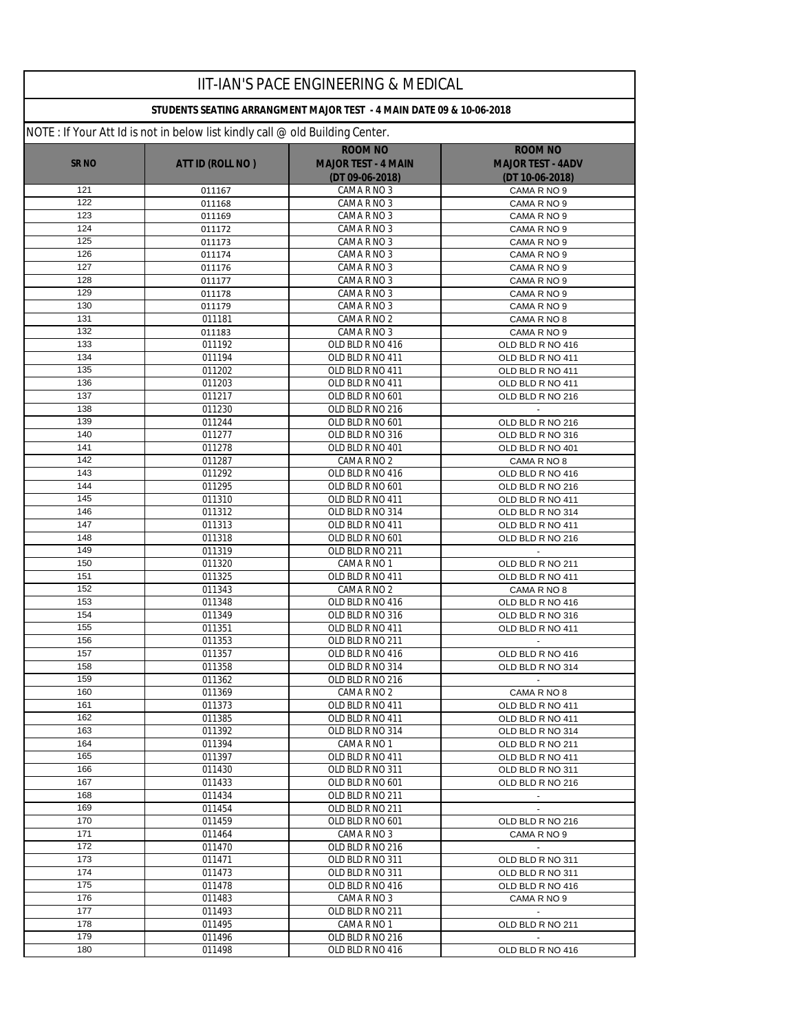# IIT-IAN'S PACE ENGINEERING & MEDICAL

## STUDENTS SEATING ARRANGMENT MAJOR TEST - 4 MAIN DATE 09 & 10-06-2018

NOTE : If Your Att Id is not in below list kindly call @ old Building Center.

| SR NO | ATT ID (ROLL NO ) | ROOM NO MAJOR TEST - 4 MAIN (DT 09-06-2018) | ROOM NO MAJOR TEST - 4ADV (DT 10-06-2018) |
|---|---|---|---|
| 121 | 011167 | CAMA R NO 3 | CAMA R NO 9 |
| 122 | 011168 | CAMA R NO 3 | CAMA R NO 9 |
| 123 | 011169 | CAMA R NO 3 | CAMA R NO 9 |
| 124 | 011172 | CAMA R NO 3 | CAMA R NO 9 |
| 125 | 011173 | CAMA R NO 3 | CAMA R NO 9 |
| 126 | 011174 | CAMA R NO 3 | CAMA R NO 9 |
| 127 | 011176 | CAMA R NO 3 | CAMA R NO 9 |
| 128 | 011177 | CAMA R NO 3 | CAMA R NO 9 |
| 129 | 011178 | CAMA R NO 3 | CAMA R NO 9 |
| 130 | 011179 | CAMA R NO 3 | CAMA R NO 9 |
| 131 | 011181 | CAMA R NO 2 | CAMA R NO 8 |
| 132 | 011183 | CAMA R NO 3 | CAMA R NO 9 |
| 133 | 011192 | OLD BLD R NO 416 | OLD BLD R NO 416 |
| 134 | 011194 | OLD BLD R NO 411 | OLD BLD R NO 411 |
| 135 | 011202 | OLD BLD R NO 411 | OLD BLD R NO 411 |
| 136 | 011203 | OLD BLD R NO 411 | OLD BLD R NO 411 |
| 137 | 011217 | OLD BLD R NO 601 | OLD BLD R NO 216 |
| 138 | 011230 | OLD BLD R NO 216 | - |
| 139 | 011244 | OLD BLD R NO 601 | OLD BLD R NO 216 |
| 140 | 011277 | OLD BLD R NO 316 | OLD BLD R NO 316 |
| 141 | 011278 | OLD BLD R NO 401 | OLD BLD R NO 401 |
| 142 | 011287 | CAMA R NO 2 | CAMA R NO 8 |
| 143 | 011292 | OLD BLD R NO 416 | OLD BLD R NO 416 |
| 144 | 011295 | OLD BLD R NO 601 | OLD BLD R NO 216 |
| 145 | 011310 | OLD BLD R NO 411 | OLD BLD R NO 411 |
| 146 | 011312 | OLD BLD R NO 314 | OLD BLD R NO 314 |
| 147 | 011313 | OLD BLD R NO 411 | OLD BLD R NO 411 |
| 148 | 011318 | OLD BLD R NO 601 | OLD BLD R NO 216 |
| 149 | 011319 | OLD BLD R NO 211 | - |
| 150 | 011320 | CAMA R NO 1 | OLD BLD R NO 211 |
| 151 | 011325 | OLD BLD R NO 411 | OLD BLD R NO 411 |
| 152 | 011343 | CAMA R NO 2 | CAMA R NO 8 |
| 153 | 011348 | OLD BLD R NO 416 | OLD BLD R NO 416 |
| 154 | 011349 | OLD BLD R NO 316 | OLD BLD R NO 316 |
| 155 | 011351 | OLD BLD R NO 411 | OLD BLD R NO 411 |
| 156 | 011353 | OLD BLD R NO 211 | - |
| 157 | 011357 | OLD BLD R NO 416 | OLD BLD R NO 416 |
| 158 | 011358 | OLD BLD R NO 314 | OLD BLD R NO 314 |
| 159 | 011362 | OLD BLD R NO 216 | - |
| 160 | 011369 | CAMA R NO 2 | CAMA R NO 8 |
| 161 | 011373 | OLD BLD R NO 411 | OLD BLD R NO 411 |
| 162 | 011385 | OLD BLD R NO 411 | OLD BLD R NO 411 |
| 163 | 011392 | OLD BLD R NO 314 | OLD BLD R NO 314 |
| 164 | 011394 | CAMA R NO 1 | OLD BLD R NO 211 |
| 165 | 011397 | OLD BLD R NO 411 | OLD BLD R NO 411 |
| 166 | 011430 | OLD BLD R NO 311 | OLD BLD R NO 311 |
| 167 | 011433 | OLD BLD R NO 601 | OLD BLD R NO 216 |
| 168 | 011434 | OLD BLD R NO 211 | - |
| 169 | 011454 | OLD BLD R NO 211 | - |
| 170 | 011459 | OLD BLD R NO 601 | OLD BLD R NO 216 |
| 171 | 011464 | CAMA R NO 3 | CAMA R NO 9 |
| 172 | 011470 | OLD BLD R NO 216 | - |
| 173 | 011471 | OLD BLD R NO 311 | OLD BLD R NO 311 |
| 174 | 011473 | OLD BLD R NO 311 | OLD BLD R NO 311 |
| 175 | 011478 | OLD BLD R NO 416 | OLD BLD R NO 416 |
| 176 | 011483 | CAMA R NO 3 | CAMA R NO 9 |
| 177 | 011493 | OLD BLD R NO 211 | - |
| 178 | 011495 | CAMA R NO 1 | OLD BLD R NO 211 |
| 179 | 011496 | OLD BLD R NO 216 | - |
| 180 | 011498 | OLD BLD R NO 416 | OLD BLD R NO 416 |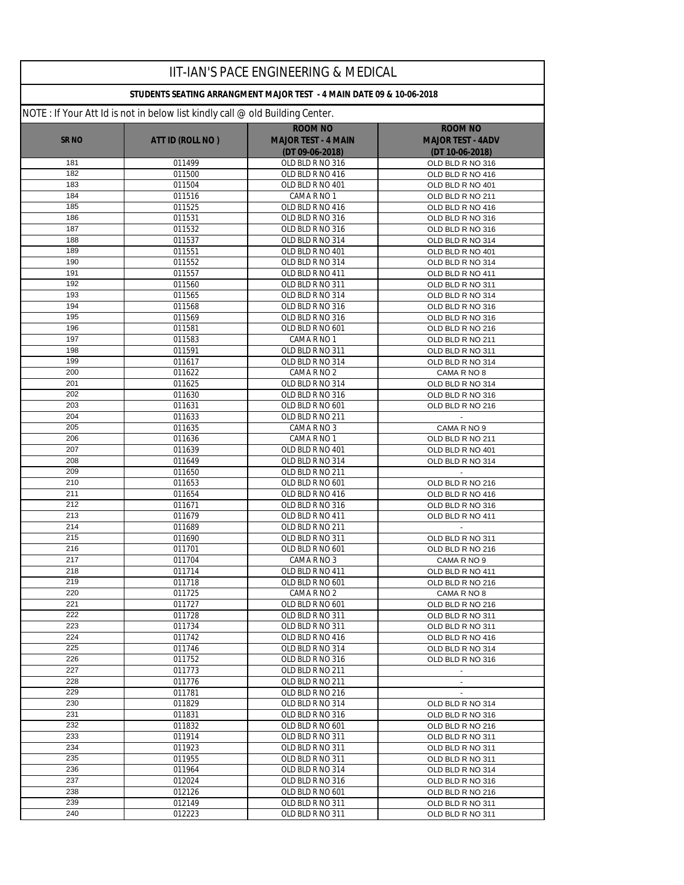# IIT-IAN'S PACE ENGINEERING & MEDICAL

## STUDENTS SEATING ARRANGMENT MAJOR TEST - 4 MAIN DATE 09 & 10-06-2018

NOTE : If Your Att Id is not in below list kindly call @ old Building Center.

| SR NO | ATT ID (ROLL NO ) | ROOM NO MAJOR TEST - 4 MAIN (DT 09-06-2018) | ROOM NO MAJOR TEST - 4ADV (DT 10-06-2018) |
|---|---|---|---|
| 181 | 011499 | OLD BLD R NO 316 | OLD BLD R NO 316 |
| 182 | 011500 | OLD BLD R NO 416 | OLD BLD R NO 416 |
| 183 | 011504 | OLD BLD R NO 401 | OLD BLD R NO 401 |
| 184 | 011516 | CAMA R NO 1 | OLD BLD R NO 211 |
| 185 | 011525 | OLD BLD R NO 416 | OLD BLD R NO 416 |
| 186 | 011531 | OLD BLD R NO 316 | OLD BLD R NO 316 |
| 187 | 011532 | OLD BLD R NO 316 | OLD BLD R NO 316 |
| 188 | 011537 | OLD BLD R NO 314 | OLD BLD R NO 314 |
| 189 | 011551 | OLD BLD R NO 401 | OLD BLD R NO 401 |
| 190 | 011552 | OLD BLD R NO 314 | OLD BLD R NO 314 |
| 191 | 011557 | OLD BLD R NO 411 | OLD BLD R NO 411 |
| 192 | 011560 | OLD BLD R NO 311 | OLD BLD R NO 311 |
| 193 | 011565 | OLD BLD R NO 314 | OLD BLD R NO 314 |
| 194 | 011568 | OLD BLD R NO 316 | OLD BLD R NO 316 |
| 195 | 011569 | OLD BLD R NO 316 | OLD BLD R NO 316 |
| 196 | 011581 | OLD BLD R NO 601 | OLD BLD R NO 216 |
| 197 | 011583 | CAMA R NO 1 | OLD BLD R NO 211 |
| 198 | 011591 | OLD BLD R NO 311 | OLD BLD R NO 311 |
| 199 | 011617 | OLD BLD R NO 314 | OLD BLD R NO 314 |
| 200 | 011622 | CAMA R NO 2 | CAMA R NO 8 |
| 201 | 011625 | OLD BLD R NO 314 | OLD BLD R NO 314 |
| 202 | 011630 | OLD BLD R NO 316 | OLD BLD R NO 316 |
| 203 | 011631 | OLD BLD R NO 601 | OLD BLD R NO 216 |
| 204 | 011633 | OLD BLD R NO 211 | - |
| 205 | 011635 | CAMA R NO 3 | CAMA R NO 9 |
| 206 | 011636 | CAMA R NO 1 | OLD BLD R NO 211 |
| 207 | 011639 | OLD BLD R NO 401 | OLD BLD R NO 401 |
| 208 | 011649 | OLD BLD R NO 314 | OLD BLD R NO 314 |
| 209 | 011650 | OLD BLD R NO 211 | - |
| 210 | 011653 | OLD BLD R NO 601 | OLD BLD R NO 216 |
| 211 | 011654 | OLD BLD R NO 416 | OLD BLD R NO 416 |
| 212 | 011671 | OLD BLD R NO 316 | OLD BLD R NO 316 |
| 213 | 011679 | OLD BLD R NO 411 | OLD BLD R NO 411 |
| 214 | 011689 | OLD BLD R NO 211 | - |
| 215 | 011690 | OLD BLD R NO 311 | OLD BLD R NO 311 |
| 216 | 011701 | OLD BLD R NO 601 | OLD BLD R NO 216 |
| 217 | 011704 | CAMA R NO 3 | CAMA R NO 9 |
| 218 | 011714 | OLD BLD R NO 411 | OLD BLD R NO 411 |
| 219 | 011718 | OLD BLD R NO 601 | OLD BLD R NO 216 |
| 220 | 011725 | CAMA R NO 2 | CAMA R NO 8 |
| 221 | 011727 | OLD BLD R NO 601 | OLD BLD R NO 216 |
| 222 | 011728 | OLD BLD R NO 311 | OLD BLD R NO 311 |
| 223 | 011734 | OLD BLD R NO 311 | OLD BLD R NO 311 |
| 224 | 011742 | OLD BLD R NO 416 | OLD BLD R NO 416 |
| 225 | 011746 | OLD BLD R NO 314 | OLD BLD R NO 314 |
| 226 | 011752 | OLD BLD R NO 316 | OLD BLD R NO 316 |
| 227 | 011773 | OLD BLD R NO 211 | - |
| 228 | 011776 | OLD BLD R NO 211 | - |
| 229 | 011781 | OLD BLD R NO 216 | - |
| 230 | 011829 | OLD BLD R NO 314 | OLD BLD R NO 314 |
| 231 | 011831 | OLD BLD R NO 316 | OLD BLD R NO 316 |
| 232 | 011832 | OLD BLD R NO 601 | OLD BLD R NO 216 |
| 233 | 011914 | OLD BLD R NO 311 | OLD BLD R NO 311 |
| 234 | 011923 | OLD BLD R NO 311 | OLD BLD R NO 311 |
| 235 | 011955 | OLD BLD R NO 311 | OLD BLD R NO 311 |
| 236 | 011964 | OLD BLD R NO 314 | OLD BLD R NO 314 |
| 237 | 012024 | OLD BLD R NO 316 | OLD BLD R NO 316 |
| 238 | 012126 | OLD BLD R NO 601 | OLD BLD R NO 216 |
| 239 | 012149 | OLD BLD R NO 311 | OLD BLD R NO 311 |
| 240 | 012223 | OLD BLD R NO 311 | OLD BLD R NO 311 |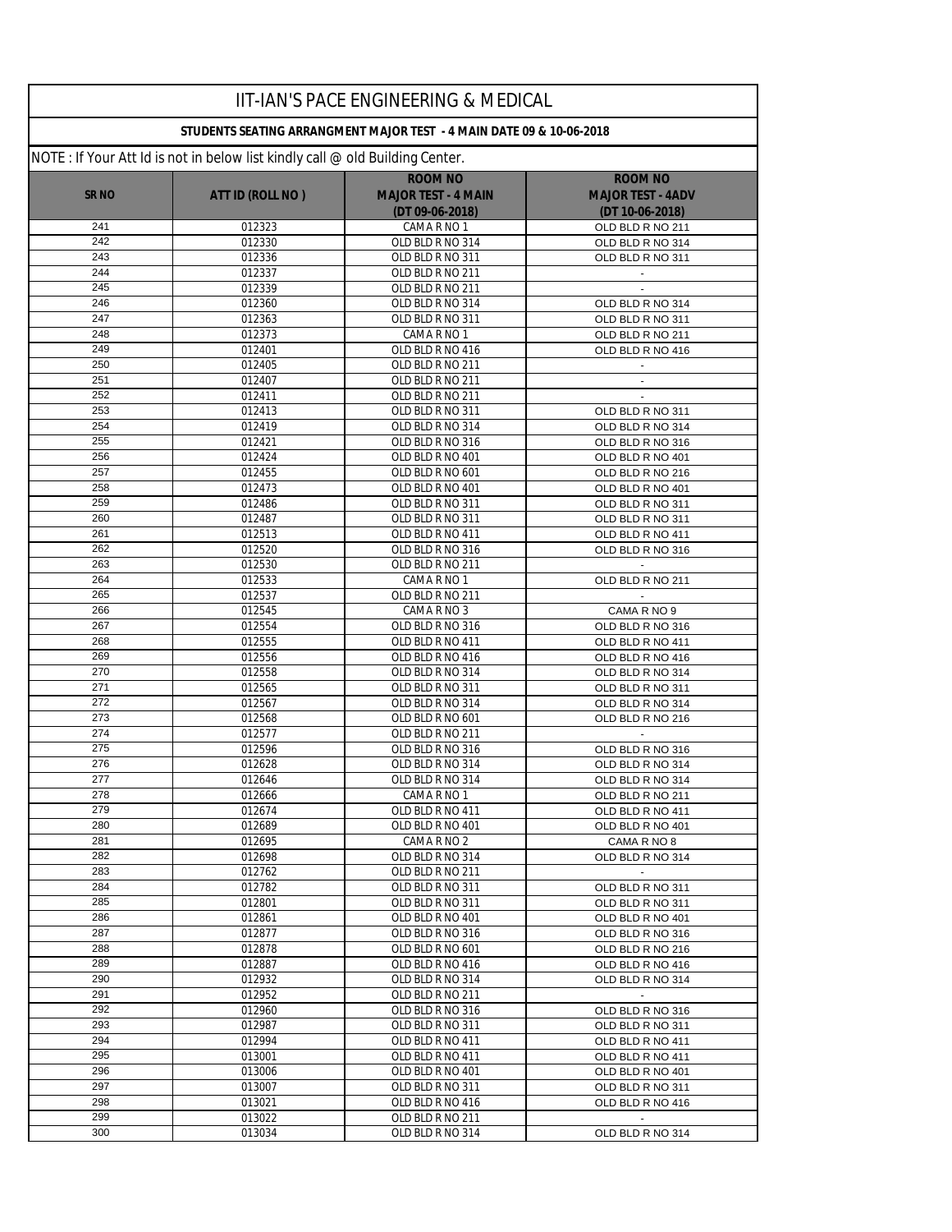# IIT-IAN'S PACE ENGINEERING & MEDICAL

**STUDENTS SEATING ARRANGMENT MAJOR TEST - 4 MAIN DATE 09 & 10-06-2018**

NOTE : If Your Att Id is not in below list kindly call @ old Building Center.

| SR NO | ATT ID (ROLL NO ) | ROOM NO MAJOR TEST - 4 MAIN (DT 09-06-2018) | ROOM NO MAJOR TEST - 4ADV (DT 10-06-2018) |
|---|---|---|---|
| 241 | 012323 | CAMA R NO 1 | OLD BLD R NO 211 |
| 242 | 012330 | OLD BLD R NO 314 | OLD BLD R NO 314 |
| 243 | 012336 | OLD BLD R NO 311 | OLD BLD R NO 311 |
| 244 | 012337 | OLD BLD R NO 211 | - |
| 245 | 012339 | OLD BLD R NO 211 | - |
| 246 | 012360 | OLD BLD R NO 314 | OLD BLD R NO 314 |
| 247 | 012363 | OLD BLD R NO 311 | OLD BLD R NO 311 |
| 248 | 012373 | CAMA R NO 1 | OLD BLD R NO 211 |
| 249 | 012401 | OLD BLD R NO 416 | OLD BLD R NO 416 |
| 250 | 012405 | OLD BLD R NO 211 | - |
| 251 | 012407 | OLD BLD R NO 211 | - |
| 252 | 012411 | OLD BLD R NO 211 | - |
| 253 | 012413 | OLD BLD R NO 311 | OLD BLD R NO 311 |
| 254 | 012419 | OLD BLD R NO 314 | OLD BLD R NO 314 |
| 255 | 012421 | OLD BLD R NO 316 | OLD BLD R NO 316 |
| 256 | 012424 | OLD BLD R NO 401 | OLD BLD R NO 401 |
| 257 | 012455 | OLD BLD R NO 601 | OLD BLD R NO 216 |
| 258 | 012473 | OLD BLD R NO 401 | OLD BLD R NO 401 |
| 259 | 012486 | OLD BLD R NO 311 | OLD BLD R NO 311 |
| 260 | 012487 | OLD BLD R NO 311 | OLD BLD R NO 311 |
| 261 | 012513 | OLD BLD R NO 411 | OLD BLD R NO 411 |
| 262 | 012520 | OLD BLD R NO 316 | OLD BLD R NO 316 |
| 263 | 012530 | OLD BLD R NO 211 | - |
| 264 | 012533 | CAMA R NO 1 | OLD BLD R NO 211 |
| 265 | 012537 | OLD BLD R NO 211 | - |
| 266 | 012545 | CAMA R NO 3 | CAMA R NO 9 |
| 267 | 012554 | OLD BLD R NO 316 | OLD BLD R NO 316 |
| 268 | 012555 | OLD BLD R NO 411 | OLD BLD R NO 411 |
| 269 | 012556 | OLD BLD R NO 416 | OLD BLD R NO 416 |
| 270 | 012558 | OLD BLD R NO 314 | OLD BLD R NO 314 |
| 271 | 012565 | OLD BLD R NO 311 | OLD BLD R NO 311 |
| 272 | 012567 | OLD BLD R NO 314 | OLD BLD R NO 314 |
| 273 | 012568 | OLD BLD R NO 601 | OLD BLD R NO 216 |
| 274 | 012577 | OLD BLD R NO 211 | - |
| 275 | 012596 | OLD BLD R NO 316 | OLD BLD R NO 316 |
| 276 | 012628 | OLD BLD R NO 314 | OLD BLD R NO 314 |
| 277 | 012646 | OLD BLD R NO 314 | OLD BLD R NO 314 |
| 278 | 012666 | CAMA R NO 1 | OLD BLD R NO 211 |
| 279 | 012674 | OLD BLD R NO 411 | OLD BLD R NO 411 |
| 280 | 012689 | OLD BLD R NO 401 | OLD BLD R NO 401 |
| 281 | 012695 | CAMA R NO 2 | CAMA R NO 8 |
| 282 | 012698 | OLD BLD R NO 314 | OLD BLD R NO 314 |
| 283 | 012762 | OLD BLD R NO 211 | - |
| 284 | 012782 | OLD BLD R NO 311 | OLD BLD R NO 311 |
| 285 | 012801 | OLD BLD R NO 311 | OLD BLD R NO 311 |
| 286 | 012861 | OLD BLD R NO 401 | OLD BLD R NO 401 |
| 287 | 012877 | OLD BLD R NO 316 | OLD BLD R NO 316 |
| 288 | 012878 | OLD BLD R NO 601 | OLD BLD R NO 216 |
| 289 | 012887 | OLD BLD R NO 416 | OLD BLD R NO 416 |
| 290 | 012932 | OLD BLD R NO 314 | OLD BLD R NO 314 |
| 291 | 012952 | OLD BLD R NO 211 | - |
| 292 | 012960 | OLD BLD R NO 316 | OLD BLD R NO 316 |
| 293 | 012987 | OLD BLD R NO 311 | OLD BLD R NO 311 |
| 294 | 012994 | OLD BLD R NO 411 | OLD BLD R NO 411 |
| 295 | 013001 | OLD BLD R NO 411 | OLD BLD R NO 411 |
| 296 | 013006 | OLD BLD R NO 401 | OLD BLD R NO 401 |
| 297 | 013007 | OLD BLD R NO 311 | OLD BLD R NO 311 |
| 298 | 013021 | OLD BLD R NO 416 | OLD BLD R NO 416 |
| 299 | 013022 | OLD BLD R NO 211 | - |
| 300 | 013034 | OLD BLD R NO 314 | OLD BLD R NO 314 |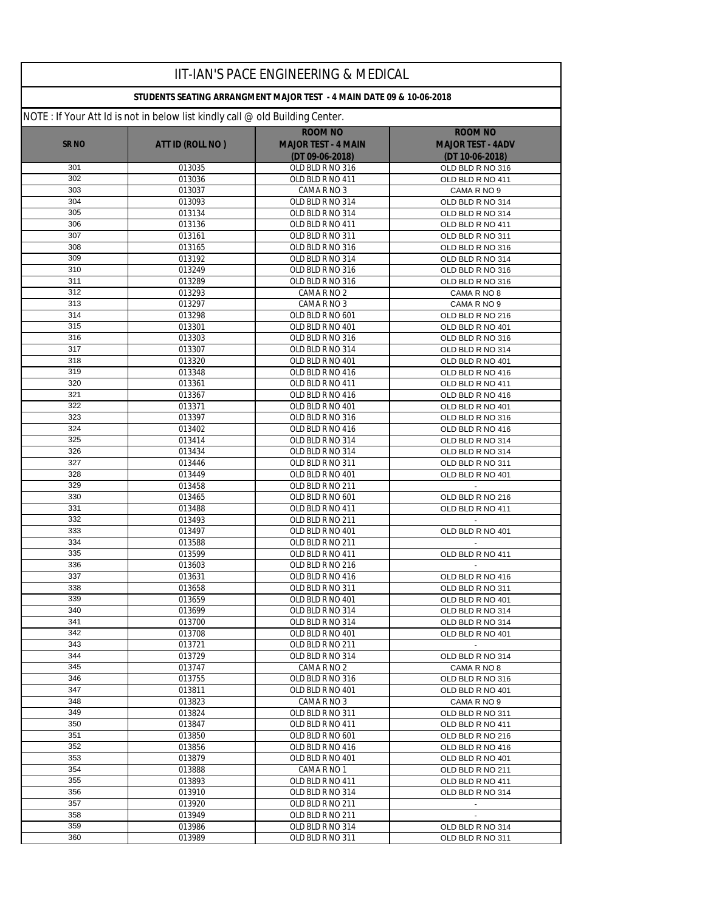# IIT-IAN'S PACE ENGINEERING & MEDICAL

## STUDENTS SEATING ARRANGMENT MAJOR TEST - 4 MAIN DATE 09 & 10-06-2018

NOTE : If Your Att Id is not in below list kindly call @ old Building Center.

| SR NO | ATT ID (ROLL NO ) | ROOM NO MAJOR TEST - 4 MAIN (DT 09-06-2018) | ROOM NO MAJOR TEST - 4ADV (DT 10-06-2018) |
|---|---|---|---|
| 301 | 013035 | OLD BLD R NO 316 | OLD BLD R NO 316 |
| 302 | 013036 | OLD BLD R NO 411 | OLD BLD R NO 411 |
| 303 | 013037 | CAMA R NO 3 | CAMA R NO 9 |
| 304 | 013093 | OLD BLD R NO 314 | OLD BLD R NO 314 |
| 305 | 013134 | OLD BLD R NO 314 | OLD BLD R NO 314 |
| 306 | 013136 | OLD BLD R NO 411 | OLD BLD R NO 411 |
| 307 | 013161 | OLD BLD R NO 311 | OLD BLD R NO 311 |
| 308 | 013165 | OLD BLD R NO 316 | OLD BLD R NO 316 |
| 309 | 013192 | OLD BLD R NO 314 | OLD BLD R NO 314 |
| 310 | 013249 | OLD BLD R NO 316 | OLD BLD R NO 316 |
| 311 | 013289 | OLD BLD R NO 316 | OLD BLD R NO 316 |
| 312 | 013293 | CAMA R NO 2 | CAMA R NO 8 |
| 313 | 013297 | CAMA R NO 3 | CAMA R NO 9 |
| 314 | 013298 | OLD BLD R NO 601 | OLD BLD R NO 216 |
| 315 | 013301 | OLD BLD R NO 401 | OLD BLD R NO 401 |
| 316 | 013303 | OLD BLD R NO 316 | OLD BLD R NO 316 |
| 317 | 013307 | OLD BLD R NO 314 | OLD BLD R NO 314 |
| 318 | 013320 | OLD BLD R NO 401 | OLD BLD R NO 401 |
| 319 | 013348 | OLD BLD R NO 416 | OLD BLD R NO 416 |
| 320 | 013361 | OLD BLD R NO 411 | OLD BLD R NO 411 |
| 321 | 013367 | OLD BLD R NO 416 | OLD BLD R NO 416 |
| 322 | 013371 | OLD BLD R NO 401 | OLD BLD R NO 401 |
| 323 | 013397 | OLD BLD R NO 316 | OLD BLD R NO 316 |
| 324 | 013402 | OLD BLD R NO 416 | OLD BLD R NO 416 |
| 325 | 013414 | OLD BLD R NO 314 | OLD BLD R NO 314 |
| 326 | 013434 | OLD BLD R NO 314 | OLD BLD R NO 314 |
| 327 | 013446 | OLD BLD R NO 311 | OLD BLD R NO 311 |
| 328 | 013449 | OLD BLD R NO 401 | OLD BLD R NO 401 |
| 329 | 013458 | OLD BLD R NO 211 | - |
| 330 | 013465 | OLD BLD R NO 601 | OLD BLD R NO 216 |
| 331 | 013488 | OLD BLD R NO 411 | OLD BLD R NO 411 |
| 332 | 013493 | OLD BLD R NO 211 | - |
| 333 | 013497 | OLD BLD R NO 401 | OLD BLD R NO 401 |
| 334 | 013588 | OLD BLD R NO 211 | - |
| 335 | 013599 | OLD BLD R NO 411 | OLD BLD R NO 411 |
| 336 | 013603 | OLD BLD R NO 216 | - |
| 337 | 013631 | OLD BLD R NO 416 | OLD BLD R NO 416 |
| 338 | 013658 | OLD BLD R NO 311 | OLD BLD R NO 311 |
| 339 | 013659 | OLD BLD R NO 401 | OLD BLD R NO 401 |
| 340 | 013699 | OLD BLD R NO 314 | OLD BLD R NO 314 |
| 341 | 013700 | OLD BLD R NO 314 | OLD BLD R NO 314 |
| 342 | 013708 | OLD BLD R NO 401 | OLD BLD R NO 401 |
| 343 | 013721 | OLD BLD R NO 211 | - |
| 344 | 013729 | OLD BLD R NO 314 | OLD BLD R NO 314 |
| 345 | 013747 | CAMA R NO 2 | CAMA R NO 8 |
| 346 | 013755 | OLD BLD R NO 316 | OLD BLD R NO 316 |
| 347 | 013811 | OLD BLD R NO 401 | OLD BLD R NO 401 |
| 348 | 013823 | CAMA R NO 3 | CAMA R NO 9 |
| 349 | 013824 | OLD BLD R NO 311 | OLD BLD R NO 311 |
| 350 | 013847 | OLD BLD R NO 411 | OLD BLD R NO 411 |
| 351 | 013850 | OLD BLD R NO 601 | OLD BLD R NO 216 |
| 352 | 013856 | OLD BLD R NO 416 | OLD BLD R NO 416 |
| 353 | 013879 | OLD BLD R NO 401 | OLD BLD R NO 401 |
| 354 | 013888 | CAMA R NO 1 | OLD BLD R NO 211 |
| 355 | 013893 | OLD BLD R NO 411 | OLD BLD R NO 411 |
| 356 | 013910 | OLD BLD R NO 314 | OLD BLD R NO 314 |
| 357 | 013920 | OLD BLD R NO 211 | - |
| 358 | 013949 | OLD BLD R NO 211 | - |
| 359 | 013986 | OLD BLD R NO 314 | OLD BLD R NO 314 |
| 360 | 013989 | OLD BLD R NO 311 | OLD BLD R NO 311 |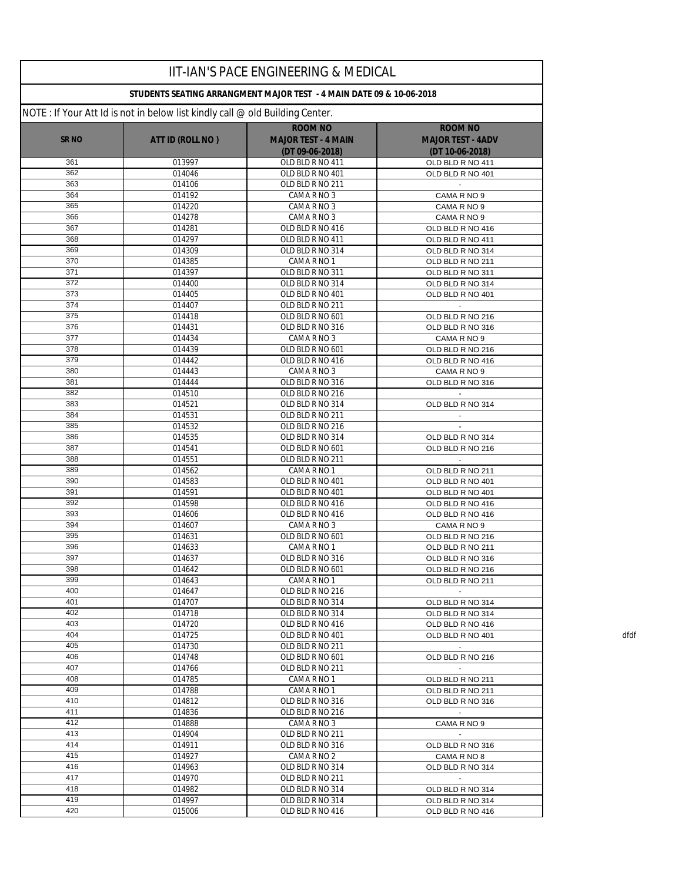# IIT-IAN'S PACE ENGINEERING & MEDICAL

## STUDENTS SEATING ARRANGMENT MAJOR TEST - 4 MAIN DATE 09 & 10-06-2018

NOTE : If Your Att Id is not in below list kindly call @ old Building Center.

| SR NO | ATT ID (ROLL NO ) | ROOM NO MAJOR TEST - 4 MAIN (DT 09-06-2018) | ROOM NO MAJOR TEST - 4ADV (DT 10-06-2018) |
|---|---|---|---|
| 361 | 013997 | OLD BLD R NO 411 | OLD BLD R NO 411 |
| 362 | 014046 | OLD BLD R NO 401 | OLD BLD R NO 401 |
| 363 | 014106 | OLD BLD R NO 211 | - |
| 364 | 014192 | CAMA R NO 3 | CAMA R NO 9 |
| 365 | 014220 | CAMA R NO 3 | CAMA R NO 9 |
| 366 | 014278 | CAMA R NO 3 | CAMA R NO 9 |
| 367 | 014281 | OLD BLD R NO 416 | OLD BLD R NO 416 |
| 368 | 014297 | OLD BLD R NO 411 | OLD BLD R NO 411 |
| 369 | 014309 | OLD BLD R NO 314 | OLD BLD R NO 314 |
| 370 | 014385 | CAMA R NO 1 | OLD BLD R NO 211 |
| 371 | 014397 | OLD BLD R NO 311 | OLD BLD R NO 311 |
| 372 | 014400 | OLD BLD R NO 314 | OLD BLD R NO 314 |
| 373 | 014405 | OLD BLD R NO 401 | OLD BLD R NO 401 |
| 374 | 014407 | OLD BLD R NO 211 | - |
| 375 | 014418 | OLD BLD R NO 601 | OLD BLD R NO 216 |
| 376 | 014431 | OLD BLD R NO 316 | OLD BLD R NO 316 |
| 377 | 014434 | CAMA R NO 3 | CAMA R NO 9 |
| 378 | 014439 | OLD BLD R NO 601 | OLD BLD R NO 216 |
| 379 | 014442 | OLD BLD R NO 416 | OLD BLD R NO 416 |
| 380 | 014443 | CAMA R NO 3 | CAMA R NO 9 |
| 381 | 014444 | OLD BLD R NO 316 | OLD BLD R NO 316 |
| 382 | 014510 | OLD BLD R NO 216 | - |
| 383 | 014521 | OLD BLD R NO 314 | OLD BLD R NO 314 |
| 384 | 014531 | OLD BLD R NO 211 | - |
| 385 | 014532 | OLD BLD R NO 216 | - |
| 386 | 014535 | OLD BLD R NO 314 | OLD BLD R NO 314 |
| 387 | 014541 | OLD BLD R NO 601 | OLD BLD R NO 216 |
| 388 | 014551 | OLD BLD R NO 211 | - |
| 389 | 014562 | CAMA R NO 1 | OLD BLD R NO 211 |
| 390 | 014583 | OLD BLD R NO 401 | OLD BLD R NO 401 |
| 391 | 014591 | OLD BLD R NO 401 | OLD BLD R NO 401 |
| 392 | 014598 | OLD BLD R NO 416 | OLD BLD R NO 416 |
| 393 | 014606 | OLD BLD R NO 416 | OLD BLD R NO 416 |
| 394 | 014607 | CAMA R NO 3 | CAMA R NO 9 |
| 395 | 014631 | OLD BLD R NO 601 | OLD BLD R NO 216 |
| 396 | 014633 | CAMA R NO 1 | OLD BLD R NO 211 |
| 397 | 014637 | OLD BLD R NO 316 | OLD BLD R NO 316 |
| 398 | 014642 | OLD BLD R NO 601 | OLD BLD R NO 216 |
| 399 | 014643 | CAMA R NO 1 | OLD BLD R NO 211 |
| 400 | 014647 | OLD BLD R NO 216 | - |
| 401 | 014707 | OLD BLD R NO 314 | OLD BLD R NO 314 |
| 402 | 014718 | OLD BLD R NO 314 | OLD BLD R NO 314 |
| 403 | 014720 | OLD BLD R NO 416 | OLD BLD R NO 416 |
| 404 | 014725 | OLD BLD R NO 401 | OLD BLD R NO 401 |
| 405 | 014730 | OLD BLD R NO 211 | - |
| 406 | 014748 | OLD BLD R NO 601 | OLD BLD R NO 216 |
| 407 | 014766 | OLD BLD R NO 211 | - |
| 408 | 014785 | CAMA R NO 1 | OLD BLD R NO 211 |
| 409 | 014788 | CAMA R NO 1 | OLD BLD R NO 211 |
| 410 | 014812 | OLD BLD R NO 316 | OLD BLD R NO 316 |
| 411 | 014836 | OLD BLD R NO 216 | - |
| 412 | 014888 | CAMA R NO 3 | CAMA R NO 9 |
| 413 | 014904 | OLD BLD R NO 211 | - |
| 414 | 014911 | OLD BLD R NO 316 | OLD BLD R NO 316 |
| 415 | 014927 | CAMA R NO 2 | CAMA R NO 8 |
| 416 | 014963 | OLD BLD R NO 314 | OLD BLD R NO 314 |
| 417 | 014970 | OLD BLD R NO 211 | - |
| 418 | 014982 | OLD BLD R NO 314 | OLD BLD R NO 314 |
| 419 | 014997 | OLD BLD R NO 314 | OLD BLD R NO 314 |
| 420 | 015006 | OLD BLD R NO 416 | OLD BLD R NO 416 |

dfdf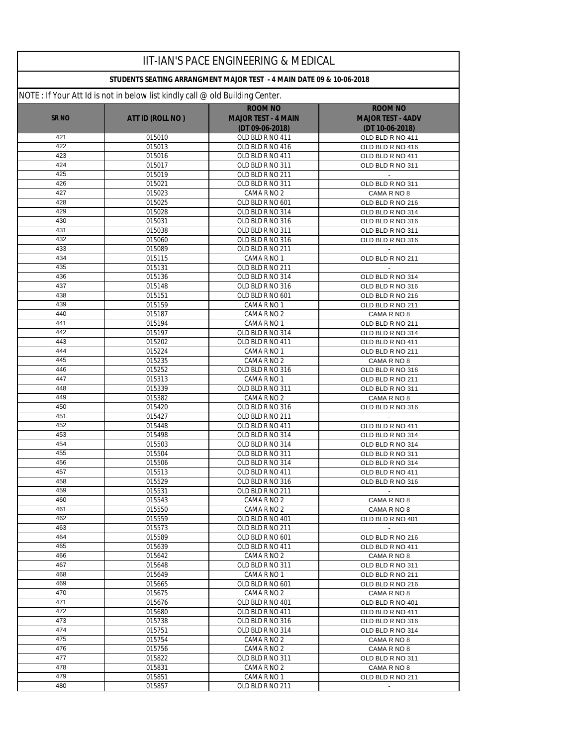# IIT-IAN'S PACE ENGINEERING & MEDICAL

## STUDENTS SEATING ARRANGMENT MAJOR TEST - 4 MAIN DATE 09 & 10-06-2018

NOTE : If Your Att Id is not in below list kindly call @ old Building Center.

| SR NO | ATT ID (ROLL NO ) | ROOM NO MAJOR TEST - 4 MAIN (DT 09-06-2018) | ROOM NO MAJOR TEST - 4ADV (DT 10-06-2018) |
|---|---|---|---|
| 421 | 015010 | OLD BLD R NO 411 | OLD BLD R NO 411 |
| 422 | 015013 | OLD BLD R NO 416 | OLD BLD R NO 416 |
| 423 | 015016 | OLD BLD R NO 411 | OLD BLD R NO 411 |
| 424 | 015017 | OLD BLD R NO 311 | OLD BLD R NO 311 |
| 425 | 015019 | OLD BLD R NO 211 | - |
| 426 | 015021 | OLD BLD R NO 311 | OLD BLD R NO 311 |
| 427 | 015023 | CAMA R NO 2 | CAMA R NO 8 |
| 428 | 015025 | OLD BLD R NO 601 | OLD BLD R NO 216 |
| 429 | 015028 | OLD BLD R NO 314 | OLD BLD R NO 314 |
| 430 | 015031 | OLD BLD R NO 316 | OLD BLD R NO 316 |
| 431 | 015038 | OLD BLD R NO 311 | OLD BLD R NO 311 |
| 432 | 015060 | OLD BLD R NO 316 | OLD BLD R NO 316 |
| 433 | 015089 | OLD BLD R NO 211 | - |
| 434 | 015115 | CAMA R NO 1 | OLD BLD R NO 211 |
| 435 | 015131 | OLD BLD R NO 211 | - |
| 436 | 015136 | OLD BLD R NO 314 | OLD BLD R NO 314 |
| 437 | 015148 | OLD BLD R NO 316 | OLD BLD R NO 316 |
| 438 | 015151 | OLD BLD R NO 601 | OLD BLD R NO 216 |
| 439 | 015159 | CAMA R NO 1 | OLD BLD R NO 211 |
| 440 | 015187 | CAMA R NO 2 | CAMA R NO 8 |
| 441 | 015194 | CAMA R NO 1 | OLD BLD R NO 211 |
| 442 | 015197 | OLD BLD R NO 314 | OLD BLD R NO 314 |
| 443 | 015202 | OLD BLD R NO 411 | OLD BLD R NO 411 |
| 444 | 015224 | CAMA R NO 1 | OLD BLD R NO 211 |
| 445 | 015235 | CAMA R NO 2 | CAMA R NO 8 |
| 446 | 015252 | OLD BLD R NO 316 | OLD BLD R NO 316 |
| 447 | 015313 | CAMA R NO 1 | OLD BLD R NO 211 |
| 448 | 015339 | OLD BLD R NO 311 | OLD BLD R NO 311 |
| 449 | 015382 | CAMA R NO 2 | CAMA R NO 8 |
| 450 | 015420 | OLD BLD R NO 316 | OLD BLD R NO 316 |
| 451 | 015427 | OLD BLD R NO 211 | - |
| 452 | 015448 | OLD BLD R NO 411 | OLD BLD R NO 411 |
| 453 | 015498 | OLD BLD R NO 314 | OLD BLD R NO 314 |
| 454 | 015503 | OLD BLD R NO 314 | OLD BLD R NO 314 |
| 455 | 015504 | OLD BLD R NO 311 | OLD BLD R NO 311 |
| 456 | 015506 | OLD BLD R NO 314 | OLD BLD R NO 314 |
| 457 | 015513 | OLD BLD R NO 411 | OLD BLD R NO 411 |
| 458 | 015529 | OLD BLD R NO 316 | OLD BLD R NO 316 |
| 459 | 015531 | OLD BLD R NO 211 | - |
| 460 | 015543 | CAMA R NO 2 | CAMA R NO 8 |
| 461 | 015550 | CAMA R NO 2 | CAMA R NO 8 |
| 462 | 015559 | OLD BLD R NO 401 | OLD BLD R NO 401 |
| 463 | 015573 | OLD BLD R NO 211 | - |
| 464 | 015589 | OLD BLD R NO 601 | OLD BLD R NO 216 |
| 465 | 015639 | OLD BLD R NO 411 | OLD BLD R NO 411 |
| 466 | 015642 | CAMA R NO 2 | CAMA R NO 8 |
| 467 | 015648 | OLD BLD R NO 311 | OLD BLD R NO 311 |
| 468 | 015649 | CAMA R NO 1 | OLD BLD R NO 211 |
| 469 | 015665 | OLD BLD R NO 601 | OLD BLD R NO 216 |
| 470 | 015675 | CAMA R NO 2 | CAMA R NO 8 |
| 471 | 015676 | OLD BLD R NO 401 | OLD BLD R NO 401 |
| 472 | 015680 | OLD BLD R NO 411 | OLD BLD R NO 411 |
| 473 | 015738 | OLD BLD R NO 316 | OLD BLD R NO 316 |
| 474 | 015751 | OLD BLD R NO 314 | OLD BLD R NO 314 |
| 475 | 015754 | CAMA R NO 2 | CAMA R NO 8 |
| 476 | 015756 | CAMA R NO 2 | CAMA R NO 8 |
| 477 | 015822 | OLD BLD R NO 311 | OLD BLD R NO 311 |
| 478 | 015831 | CAMA R NO 2 | CAMA R NO 8 |
| 479 | 015851 | CAMA R NO 1 | OLD BLD R NO 211 |
| 480 | 015857 | OLD BLD R NO 211 | - |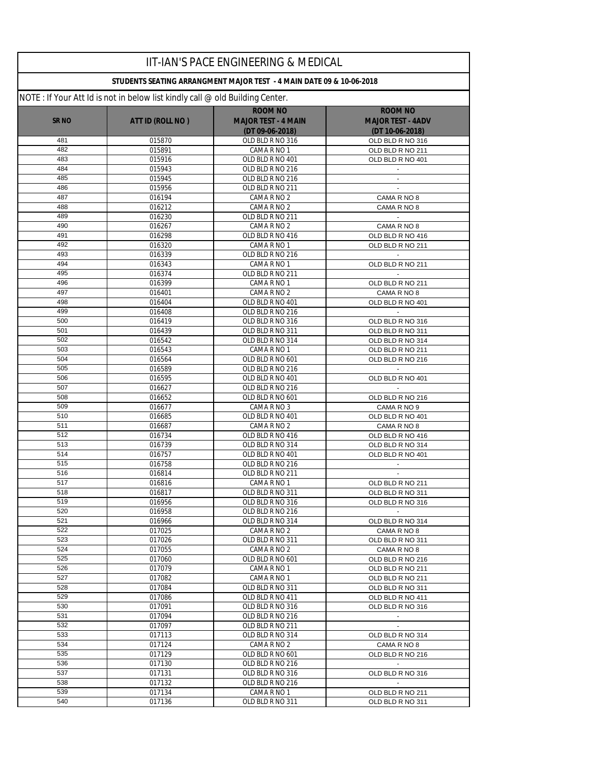# IIT-IAN'S PACE ENGINEERING & MEDICAL

## STUDENTS SEATING ARRANGMENT MAJOR TEST - 4 MAIN DATE 09 & 10-06-2018

NOTE : If Your Att Id is not in below list kindly call @ old Building Center.

| SR NO | ATT ID (ROLL NO ) | ROOM NO MAJOR TEST - 4 MAIN (DT 09-06-2018) | ROOM NO MAJOR TEST - 4ADV (DT 10-06-2018) |
|---|---|---|---|
| 481 | 015870 | OLD BLD R NO 316 | OLD BLD R NO 316 |
| 482 | 015891 | CAMA R NO 1 | OLD BLD R NO 211 |
| 483 | 015916 | OLD BLD R NO 401 | OLD BLD R NO 401 |
| 484 | 015943 | OLD BLD R NO 216 | - |
| 485 | 015945 | OLD BLD R NO 216 | - |
| 486 | 015956 | OLD BLD R NO 211 | - |
| 487 | 016194 | CAMA R NO 2 | CAMA R NO 8 |
| 488 | 016212 | CAMA R NO 2 | CAMA R NO 8 |
| 489 | 016230 | OLD BLD R NO 211 | - |
| 490 | 016267 | CAMA R NO 2 | CAMA R NO 8 |
| 491 | 016298 | OLD BLD R NO 416 | OLD BLD R NO 416 |
| 492 | 016320 | CAMA R NO 1 | OLD BLD R NO 211 |
| 493 | 016339 | OLD BLD R NO 216 | - |
| 494 | 016343 | CAMA R NO 1 | OLD BLD R NO 211 |
| 495 | 016374 | OLD BLD R NO 211 | - |
| 496 | 016399 | CAMA R NO 1 | OLD BLD R NO 211 |
| 497 | 016401 | CAMA R NO 2 | CAMA R NO 8 |
| 498 | 016404 | OLD BLD R NO 401 | OLD BLD R NO 401 |
| 499 | 016408 | OLD BLD R NO 216 | - |
| 500 | 016419 | OLD BLD R NO 316 | OLD BLD R NO 316 |
| 501 | 016439 | OLD BLD R NO 311 | OLD BLD R NO 311 |
| 502 | 016542 | OLD BLD R NO 314 | OLD BLD R NO 314 |
| 503 | 016543 | CAMA R NO 1 | OLD BLD R NO 211 |
| 504 | 016564 | OLD BLD R NO 601 | OLD BLD R NO 216 |
| 505 | 016589 | OLD BLD R NO 216 | - |
| 506 | 016595 | OLD BLD R NO 401 | OLD BLD R NO 401 |
| 507 | 016627 | OLD BLD R NO 216 | - |
| 508 | 016652 | OLD BLD R NO 601 | OLD BLD R NO 216 |
| 509 | 016677 | CAMA R NO 3 | CAMA R NO 9 |
| 510 | 016685 | OLD BLD R NO 401 | OLD BLD R NO 401 |
| 511 | 016687 | CAMA R NO 2 | CAMA R NO 8 |
| 512 | 016734 | OLD BLD R NO 416 | OLD BLD R NO 416 |
| 513 | 016739 | OLD BLD R NO 314 | OLD BLD R NO 314 |
| 514 | 016757 | OLD BLD R NO 401 | OLD BLD R NO 401 |
| 515 | 016758 | OLD BLD R NO 216 | - |
| 516 | 016814 | OLD BLD R NO 211 | - |
| 517 | 016816 | CAMA R NO 1 | OLD BLD R NO 211 |
| 518 | 016817 | OLD BLD R NO 311 | OLD BLD R NO 311 |
| 519 | 016956 | OLD BLD R NO 316 | OLD BLD R NO 316 |
| 520 | 016958 | OLD BLD R NO 216 | - |
| 521 | 016966 | OLD BLD R NO 314 | OLD BLD R NO 314 |
| 522 | 017025 | CAMA R NO 2 | CAMA R NO 8 |
| 523 | 017026 | OLD BLD R NO 311 | OLD BLD R NO 311 |
| 524 | 017055 | CAMA R NO 2 | CAMA R NO 8 |
| 525 | 017060 | OLD BLD R NO 601 | OLD BLD R NO 216 |
| 526 | 017079 | CAMA R NO 1 | OLD BLD R NO 211 |
| 527 | 017082 | CAMA R NO 1 | OLD BLD R NO 211 |
| 528 | 017084 | OLD BLD R NO 311 | OLD BLD R NO 311 |
| 529 | 017086 | OLD BLD R NO 411 | OLD BLD R NO 411 |
| 530 | 017091 | OLD BLD R NO 316 | OLD BLD R NO 316 |
| 531 | 017094 | OLD BLD R NO 216 | - |
| 532 | 017097 | OLD BLD R NO 211 | - |
| 533 | 017113 | OLD BLD R NO 314 | OLD BLD R NO 314 |
| 534 | 017124 | CAMA R NO 2 | CAMA R NO 8 |
| 535 | 017129 | OLD BLD R NO 601 | OLD BLD R NO 216 |
| 536 | 017130 | OLD BLD R NO 216 | - |
| 537 | 017131 | OLD BLD R NO 316 | OLD BLD R NO 316 |
| 538 | 017132 | OLD BLD R NO 216 | - |
| 539 | 017134 | CAMA R NO 1 | OLD BLD R NO 211 |
| 540 | 017136 | OLD BLD R NO 311 | OLD BLD R NO 311 |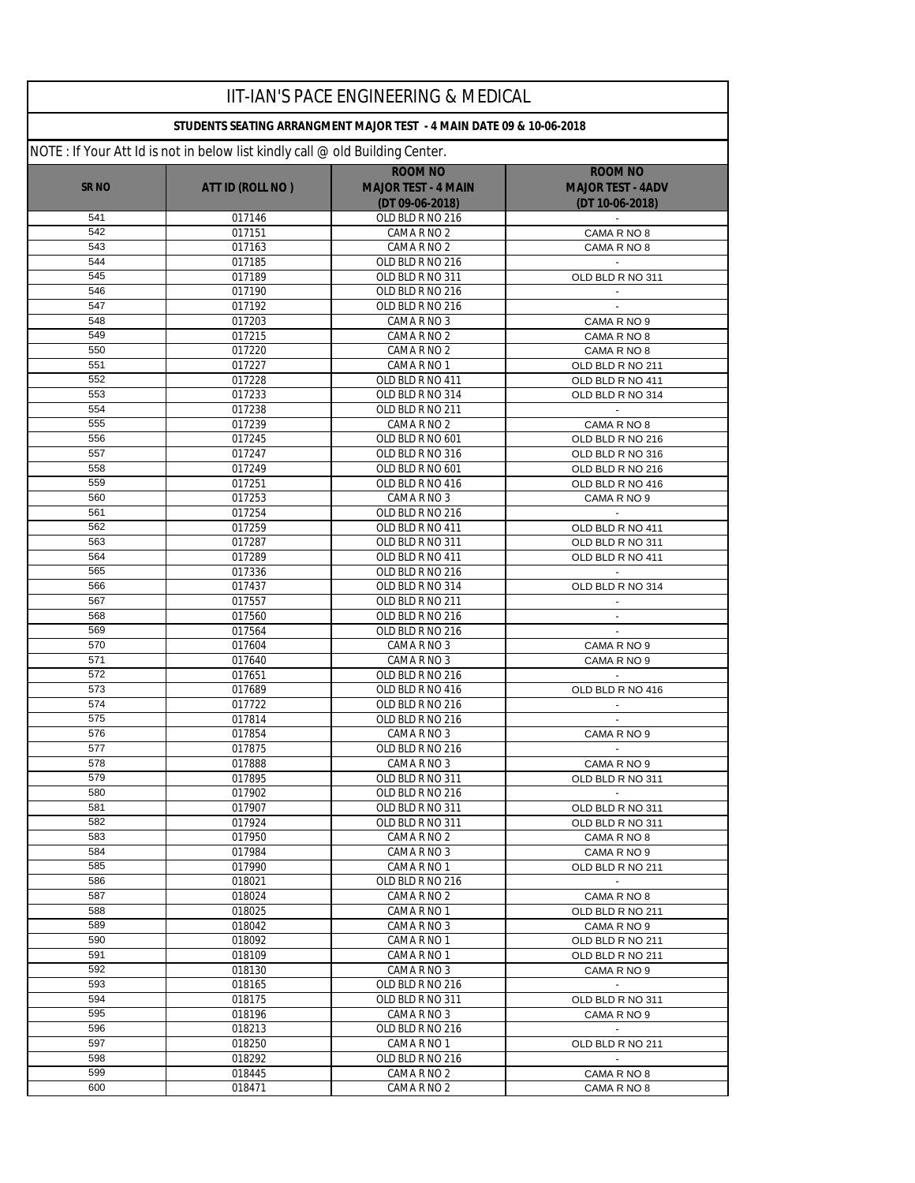# IIT-IAN'S PACE ENGINEERING & MEDICAL

## STUDENTS SEATING ARRANGMENT MAJOR TEST - 4 MAIN DATE 09 & 10-06-2018

NOTE : If Your Att Id is not in below list kindly call @ old Building Center.

| SR NO | ATT ID (ROLL NO ) | ROOM NO MAJOR TEST - 4 MAIN (DT 09-06-2018) | ROOM NO MAJOR TEST - 4ADV (DT 10-06-2018) |
|---|---|---|---|
| 541 | 017146 | OLD BLD R NO 216 | - |
| 542 | 017151 | CAMA R NO 2 | CAMA R NO 8 |
| 543 | 017163 | CAMA R NO 2 | CAMA R NO 8 |
| 544 | 017185 | OLD BLD R NO 216 | - |
| 545 | 017189 | OLD BLD R NO 311 | OLD BLD R NO 311 |
| 546 | 017190 | OLD BLD R NO 216 | - |
| 547 | 017192 | OLD BLD R NO 216 | - |
| 548 | 017203 | CAMA R NO 3 | CAMA R NO 9 |
| 549 | 017215 | CAMA R NO 2 | CAMA R NO 8 |
| 550 | 017220 | CAMA R NO 2 | CAMA R NO 8 |
| 551 | 017227 | CAMA R NO 1 | OLD BLD R NO 211 |
| 552 | 017228 | OLD BLD R NO 411 | OLD BLD R NO 411 |
| 553 | 017233 | OLD BLD R NO 314 | OLD BLD R NO 314 |
| 554 | 017238 | OLD BLD R NO 211 | - |
| 555 | 017239 | CAMA R NO 2 | CAMA R NO 8 |
| 556 | 017245 | OLD BLD R NO 601 | OLD BLD R NO 216 |
| 557 | 017247 | OLD BLD R NO 316 | OLD BLD R NO 316 |
| 558 | 017249 | OLD BLD R NO 601 | OLD BLD R NO 216 |
| 559 | 017251 | OLD BLD R NO 416 | OLD BLD R NO 416 |
| 560 | 017253 | CAMA R NO 3 | CAMA R NO 9 |
| 561 | 017254 | OLD BLD R NO 216 | - |
| 562 | 017259 | OLD BLD R NO 411 | OLD BLD R NO 411 |
| 563 | 017287 | OLD BLD R NO 311 | OLD BLD R NO 311 |
| 564 | 017289 | OLD BLD R NO 411 | OLD BLD R NO 411 |
| 565 | 017336 | OLD BLD R NO 216 | - |
| 566 | 017437 | OLD BLD R NO 314 | OLD BLD R NO 314 |
| 567 | 017557 | OLD BLD R NO 211 | - |
| 568 | 017560 | OLD BLD R NO 216 | - |
| 569 | 017564 | OLD BLD R NO 216 | - |
| 570 | 017604 | CAMA R NO 3 | CAMA R NO 9 |
| 571 | 017640 | CAMA R NO 3 | CAMA R NO 9 |
| 572 | 017651 | OLD BLD R NO 216 | - |
| 573 | 017689 | OLD BLD R NO 416 | OLD BLD R NO 416 |
| 574 | 017722 | OLD BLD R NO 216 | - |
| 575 | 017814 | OLD BLD R NO 216 | - |
| 576 | 017854 | CAMA R NO 3 | CAMA R NO 9 |
| 577 | 017875 | OLD BLD R NO 216 | - |
| 578 | 017888 | CAMA R NO 3 | CAMA R NO 9 |
| 579 | 017895 | OLD BLD R NO 311 | OLD BLD R NO 311 |
| 580 | 017902 | OLD BLD R NO 216 | - |
| 581 | 017907 | OLD BLD R NO 311 | OLD BLD R NO 311 |
| 582 | 017924 | OLD BLD R NO 311 | OLD BLD R NO 311 |
| 583 | 017950 | CAMA R NO 2 | CAMA R NO 8 |
| 584 | 017984 | CAMA R NO 3 | CAMA R NO 9 |
| 585 | 017990 | CAMA R NO 1 | OLD BLD R NO 211 |
| 586 | 018021 | OLD BLD R NO 216 | - |
| 587 | 018024 | CAMA R NO 2 | CAMA R NO 8 |
| 588 | 018025 | CAMA R NO 1 | OLD BLD R NO 211 |
| 589 | 018042 | CAMA R NO 3 | CAMA R NO 9 |
| 590 | 018092 | CAMA R NO 1 | OLD BLD R NO 211 |
| 591 | 018109 | CAMA R NO 1 | OLD BLD R NO 211 |
| 592 | 018130 | CAMA R NO 3 | CAMA R NO 9 |
| 593 | 018165 | OLD BLD R NO 216 | - |
| 594 | 018175 | OLD BLD R NO 311 | OLD BLD R NO 311 |
| 595 | 018196 | CAMA R NO 3 | CAMA R NO 9 |
| 596 | 018213 | OLD BLD R NO 216 | - |
| 597 | 018250 | CAMA R NO 1 | OLD BLD R NO 211 |
| 598 | 018292 | OLD BLD R NO 216 | - |
| 599 | 018445 | CAMA R NO 2 | CAMA R NO 8 |
| 600 | 018471 | CAMA R NO 2 | CAMA R NO 8 |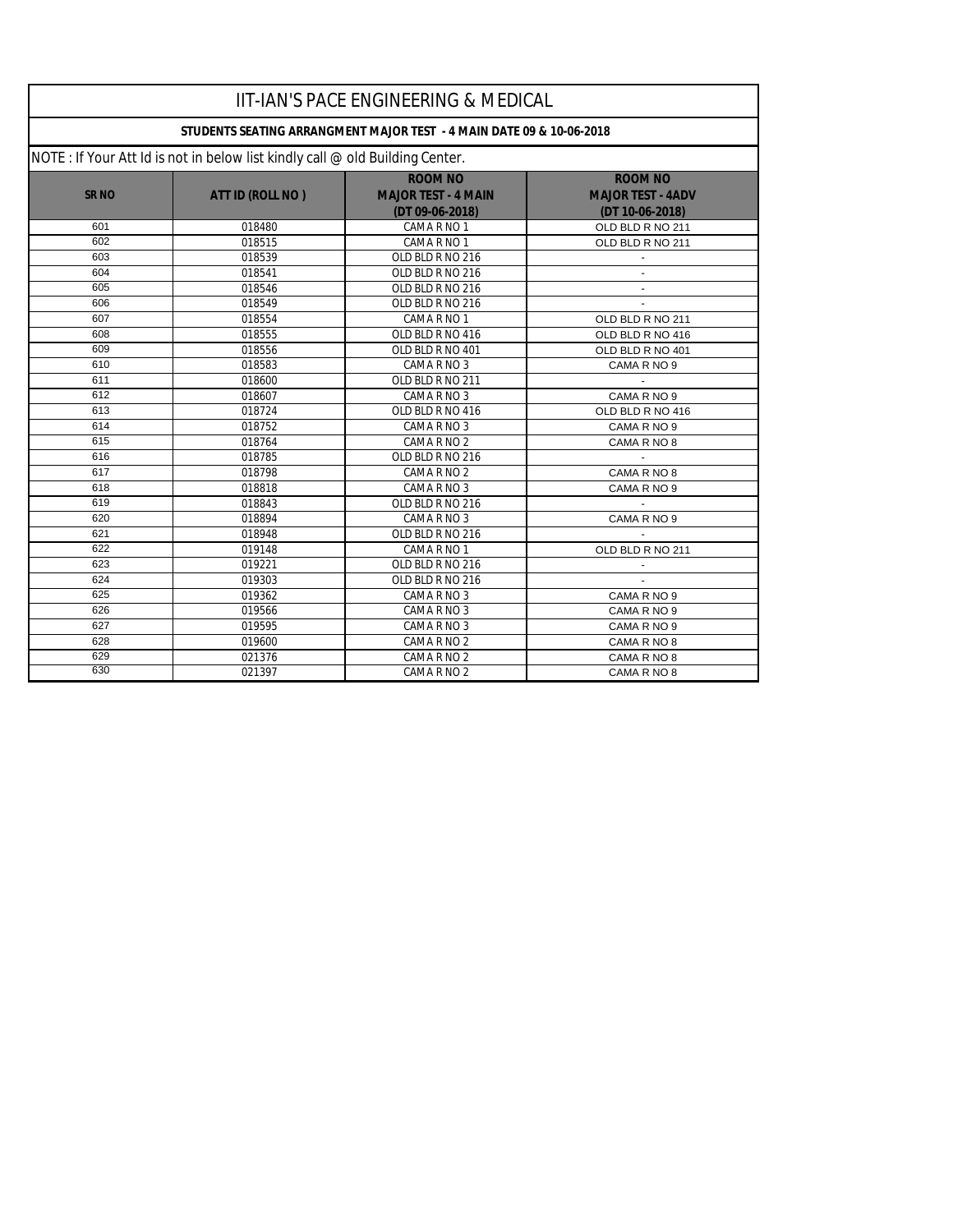# IIT-IAN'S PACE ENGINEERING & MEDICAL

**STUDENTS SEATING ARRANGMENT MAJOR TEST - 4 MAIN DATE 09 & 10-06-2018**

NOTE : If Your Att Id is not in below list kindly call @ old Building Center.

| SR NO | ATT ID (ROLL NO ) | ROOM NO MAJOR TEST - 4 MAIN (DT 09-06-2018) | ROOM NO MAJOR TEST - 4ADV (DT 10-06-2018) |
|---|---|---|---|
| 601 | 018480 | CAMA R NO 1 | OLD BLD R NO 211 |
| 602 | 018515 | CAMA R NO 1 | OLD BLD R NO 211 |
| 603 | 018539 | OLD BLD R NO 216 | - |
| 604 | 018541 | OLD BLD R NO 216 | - |
| 605 | 018546 | OLD BLD R NO 216 | - |
| 606 | 018549 | OLD BLD R NO 216 | - |
| 607 | 018554 | CAMA R NO 1 | OLD BLD R NO 211 |
| 608 | 018555 | OLD BLD R NO 416 | OLD BLD R NO 416 |
| 609 | 018556 | OLD BLD R NO 401 | OLD BLD R NO 401 |
| 610 | 018583 | CAMA R NO 3 | CAMA R NO 9 |
| 611 | 018600 | OLD BLD R NO 211 | - |
| 612 | 018607 | CAMA R NO 3 | CAMA R NO 9 |
| 613 | 018724 | OLD BLD R NO 416 | OLD BLD R NO 416 |
| 614 | 018752 | CAMA R NO 3 | CAMA R NO 9 |
| 615 | 018764 | CAMA R NO 2 | CAMA R NO 8 |
| 616 | 018785 | OLD BLD R NO 216 | - |
| 617 | 018798 | CAMA R NO 2 | CAMA R NO 8 |
| 618 | 018818 | CAMA R NO 3 | CAMA R NO 9 |
| 619 | 018843 | OLD BLD R NO 216 | - |
| 620 | 018894 | CAMA R NO 3 | CAMA R NO 9 |
| 621 | 018948 | OLD BLD R NO 216 | - |
| 622 | 019148 | CAMA R NO 1 | OLD BLD R NO 211 |
| 623 | 019221 | OLD BLD R NO 216 | - |
| 624 | 019303 | OLD BLD R NO 216 | - |
| 625 | 019362 | CAMA R NO 3 | CAMA R NO 9 |
| 626 | 019566 | CAMA R NO 3 | CAMA R NO 9 |
| 627 | 019595 | CAMA R NO 3 | CAMA R NO 9 |
| 628 | 019600 | CAMA R NO 2 | CAMA R NO 8 |
| 629 | 021376 | CAMA R NO 2 | CAMA R NO 8 |
| 630 | 021397 | CAMA R NO 2 | CAMA R NO 8 |